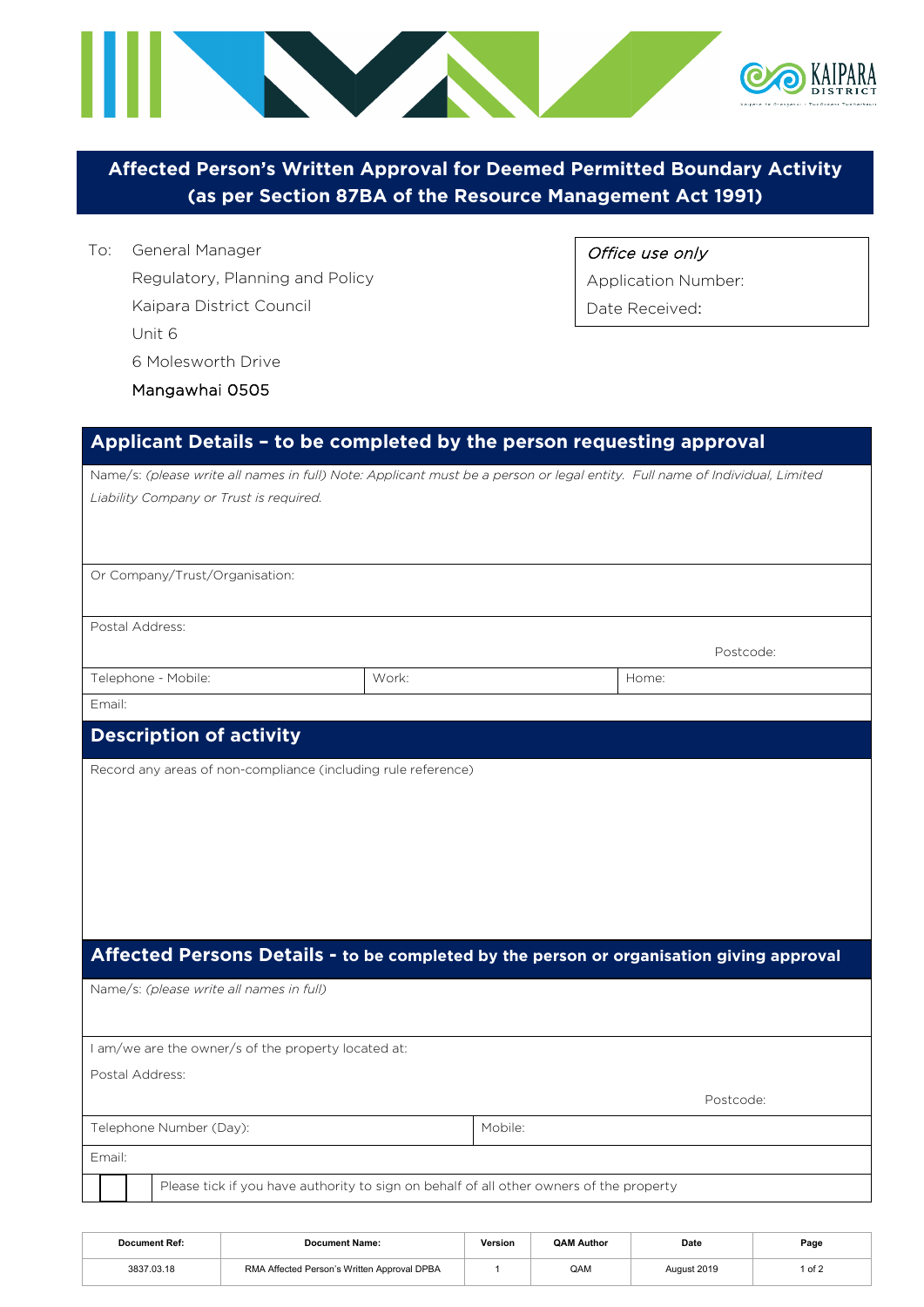# Affected Person's Written Approval for Deemed Permitted Boundary Activity (as per Section 87BA of the Resource Management Act 1991)

To: General Manager
Regulatory, Planning and Policy
Kaipara District Council
Unit 6
6 Molesworth Drive
Mangawhai 0505

| *Office use only* |
|---|
| Application Number: |
| Date Received: |

## Applicant Details – to be completed by the person requesting approval

| | | |
|---|---|---|
| Name/s: *(please write all names in full) Note: Applicant must be a person or legal entity. Full name of Individual, Limited Liability Company or Trust is required.* | | |
| Or Company/Trust/Organisation: | | |
| Postal Address: Postcode: | | |
| Telephone - Mobile: | Work: | Home: |
| Email: | | |

## Description of activity

Record any areas of non-compliance (including rule reference)

## Affected Persons Details - to be completed by the person or organisation giving approval

| | |
|---|---|
| Name/s: *(please write all names in full)* | |
| I am/we are the owner/s of the property located at: Postal Address: Postcode: | |
| Telephone Number (Day): | Mobile: |
| Email: | |
| ☐ | Please tick if you have authority to sign on behalf of all other owners of the property |

| Document Ref: | Document Name: | Version | QAM Author | Date |
|---|---|---|---|---|
| 3837.03.18 | RMA Affected Person's Written Approval DPBA | 1 | QAM | August 2019 |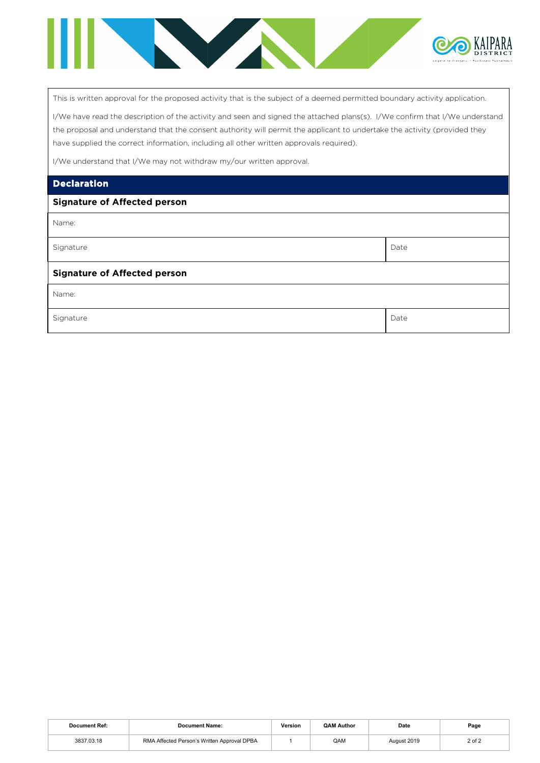This is written approval for the proposed activity that is the subject of a deemed permitted boundary activity application.

I/We have read the description of the activity and seen and signed the attached plans(s). I/We confirm that I/We understand the proposal and understand that the consent authority will permit the applicant to undertake the activity (provided they have supplied the correct information, including all other written approvals required).

I/We understand that I/We may not withdraw my/our written approval.

## Declaration

### Signature of Affected person

| | |
|---|---|
| Name: | |
| Signature | Date |

### Signature of Affected person

| | |
|---|---|
| Name: | |
| Signature | Date |

| Document Ref: | Document Name: | Version | QAM Author | Date | Page |
|---|---|---|---|---|---|
| 3837.03.18 | RMA Affected Person's Written Approval DPBA | 1 | QAM | August 2019 | 2 of 2 |